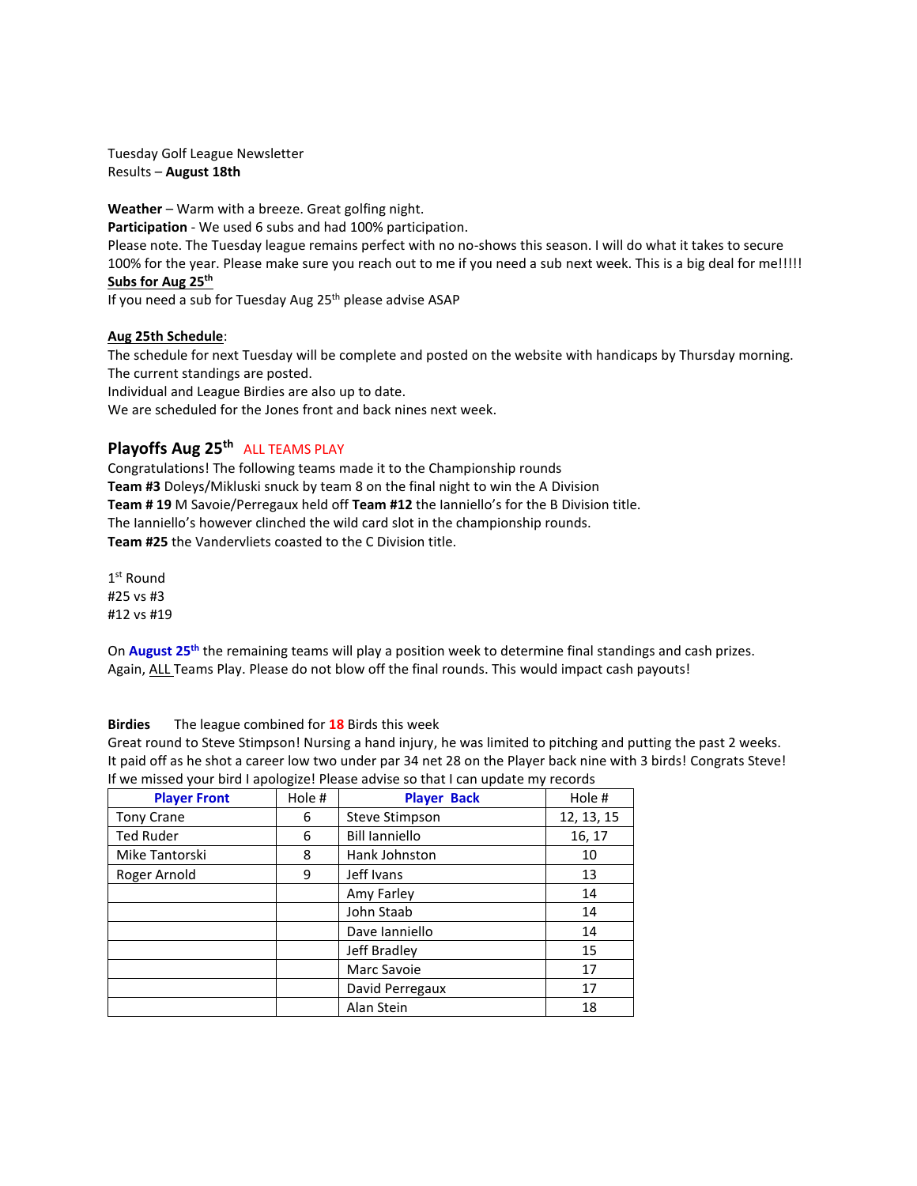Tuesday Golf League Newsletter
Results – **August 18th**

**Weather** – Warm with a breeze. Great golfing night.
**Participation** - We used 6 subs and had 100% participation.
Please note. The Tuesday league remains perfect with no no-shows this season. I will do what it takes to secure 100% for the year. Please make sure you reach out to me if you need a sub next week. This is a big deal for me!!!!!
**Subs for Aug 25th**
If you need a sub for Tuesday Aug 25th please advise ASAP

**Aug 25th Schedule**:
The schedule for next Tuesday will be complete and posted on the website with handicaps by Thursday morning.
The current standings are posted.
Individual and League Birdies are also up to date.
We are scheduled for the Jones front and back nines next week.

## Playoffs Aug 25th ALL TEAMS PLAY

Congratulations! The following teams made it to the Championship rounds
**Team #3** Doleys/Mikluski snuck by team 8 on the final night to win the A Division
**Team # 19** M Savoie/Perregaux held off **Team #12** the Ianniello's for the B Division title.
The Ianniello's however clinched the wild card slot in the championship rounds.
**Team #25** the Vandervliets coasted to the C Division title.

1st Round
#25 vs #3
#12 vs #19

On **August 25th** the remaining teams will play a position week to determine final standings and cash prizes.
Again, ALL Teams Play. Please do not blow off the final rounds. This would impact cash payouts!

**Birdies** The league combined for **18** Birds this week
Great round to Steve Stimpson! Nursing a hand injury, he was limited to pitching and putting the past 2 weeks. It paid off as he shot a career low two under par 34 net 28 on the Player back nine with 3 birds! Congrats Steve!
If we missed your bird I apologize! Please advise so that I can update my records

| Player Front | Hole # | Player Back | Hole # |
|---|---|---|---|
| Tony Crane | 6 | Steve Stimpson | 12, 13, 15 |
| Ted Ruder | 6 | Bill Ianniello | 16, 17 |
| Mike Tantorski | 8 | Hank Johnston | 10 |
| Roger Arnold | 9 | Jeff Ivans | 13 |
| | | Amy Farley | 14 |
| | | John Staab | 14 |
| | | Dave Ianniello | 14 |
| | | Jeff Bradley | 15 |
| | | Marc Savoie | 17 |
| | | David Perregaux | 17 |
| | | Alan Stein | 18 |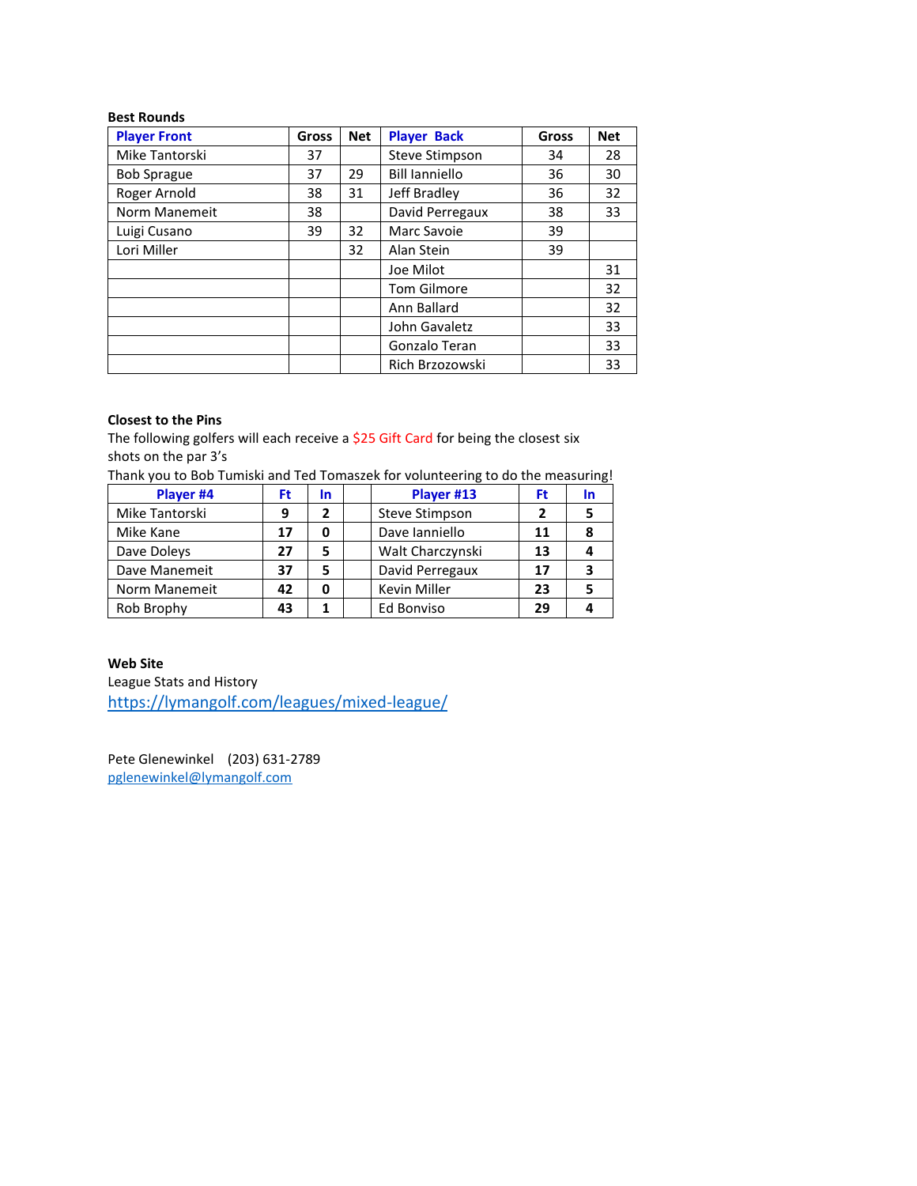**Best Rounds**

| Player Front | Gross | Net | Player Back | Gross | Net |
|---|---|---|---|---|---|
| Mike Tantorski | 37 | | Steve Stimpson | 34 | 28 |
| Bob Sprague | 37 | 29 | Bill Ianniello | 36 | 30 |
| Roger Arnold | 38 | 31 | Jeff Bradley | 36 | 32 |
| Norm Manemeit | 38 | | David Perregaux | 38 | 33 |
| Luigi Cusano | 39 | 32 | Marc Savoie | 39 | |
| Lori Miller | | 32 | Alan Stein | 39 | |
| | | | Joe Milot | | 31 |
| | | | Tom Gilmore | | 32 |
| | | | Ann Ballard | | 32 |
| | | | John Gavaletz | | 33 |
| | | | Gonzalo Teran | | 33 |
| | | | Rich Brzozowski | | 33 |

**Closest to the Pins**

The following golfers will each receive a $25 Gift Card for being the closest six shots on the par 3's

Thank you to Bob Tumiski and Ted Tomaszek for volunteering to do the measuring!

| Player #4 | Ft | In | | Player #13 | Ft | In |
|---|---|---|---|---|---|---|
| Mike Tantorski | **9** | **2** | | Steve Stimpson | **2** | **5** |
| Mike Kane | **17** | **0** | | Dave Ianniello | **11** | **8** |
| Dave Doleys | **27** | **5** | | Walt Charczynski | **13** | **4** |
| Dave Manemeit | **37** | **5** | | David Perregaux | **17** | **3** |
| Norm Manemeit | **42** | **0** | | Kevin Miller | **23** | **5** |
| Rob Brophy | **43** | **1** | | Ed Bonviso | **29** | **4** |

**Web Site**

League Stats and History

https://lymangolf.com/leagues/mixed-league/

Pete Glenewinkel (203) 631-2789

pglenewinkel@lymangolf.com